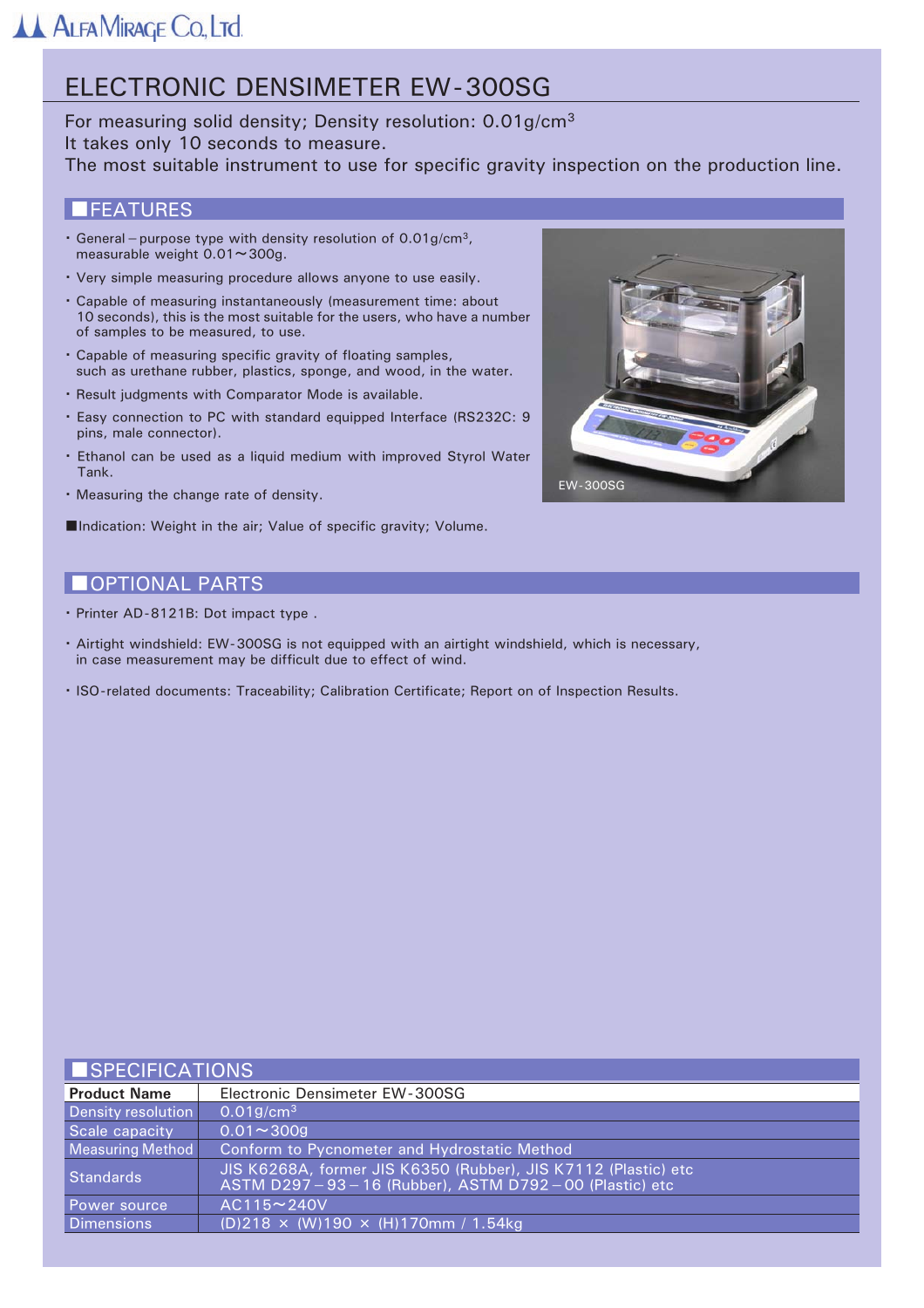# ELECTRONIC DENSIMETER EW-300SG

For measuring solid density; Density resolution: 0.01g/cm$^3$
It takes only 10 seconds to measure.
The most suitable instrument to use for specific gravity inspection on the production line.

## FEATURES

- General – purpose type with density resolution of 0.01g/cm$^3$, measurable weight 0.01〜300g.
- Very simple measuring procedure allows anyone to use easily.
- Capable of measuring instantaneously (measurement time: about 10 seconds), this is the most suitable for the users, who have a number of samples to be measured, to use.
- Capable of measuring specific gravity of floating samples, such as urethane rubber, plastics, sponge, and wood, in the water.
- Result judgments with Comparator Mode is available.
- Easy connection to PC with standard equipped Interface (RS232C: 9 pins, male connector).
- Ethanol can be used as a liquid medium with improved Styrol Water Tank.
- Measuring the change rate of density.

EW-300SG

■Indication: Weight in the air; Value of specific gravity; Volume.

## OPTIONAL PARTS

- Printer AD-8121B: Dot impact type .
- Airtight windshield: EW-300SG is not equipped with an airtight windshield, which is necessary, in case measurement may be difficult due to effect of wind.
- ISO-related documents: Traceability; Calibration Certificate; Report on of Inspection Results.

## SPECIFICATIONS

| **Product Name** | Electronic Densimeter EW-300SG |
|---|---|
| Density resolution | 0.01g/cm$^3$ |
| Scale capacity | 0.01〜300g |
| Measuring Method | Conform to Pycnometer and Hydrostatic Method |
| Standards | JIS K6268A, former JIS K6350 (Rubber), JIS K7112 (Plastic) etc<br>ASTM D297 – 93 – 16 (Rubber), ASTM D792 – 00 (Plastic) etc |
| Power source | AC115〜240V |
| Dimensions | (D)218 × (W)190 × (H)170mm / 1.54kg |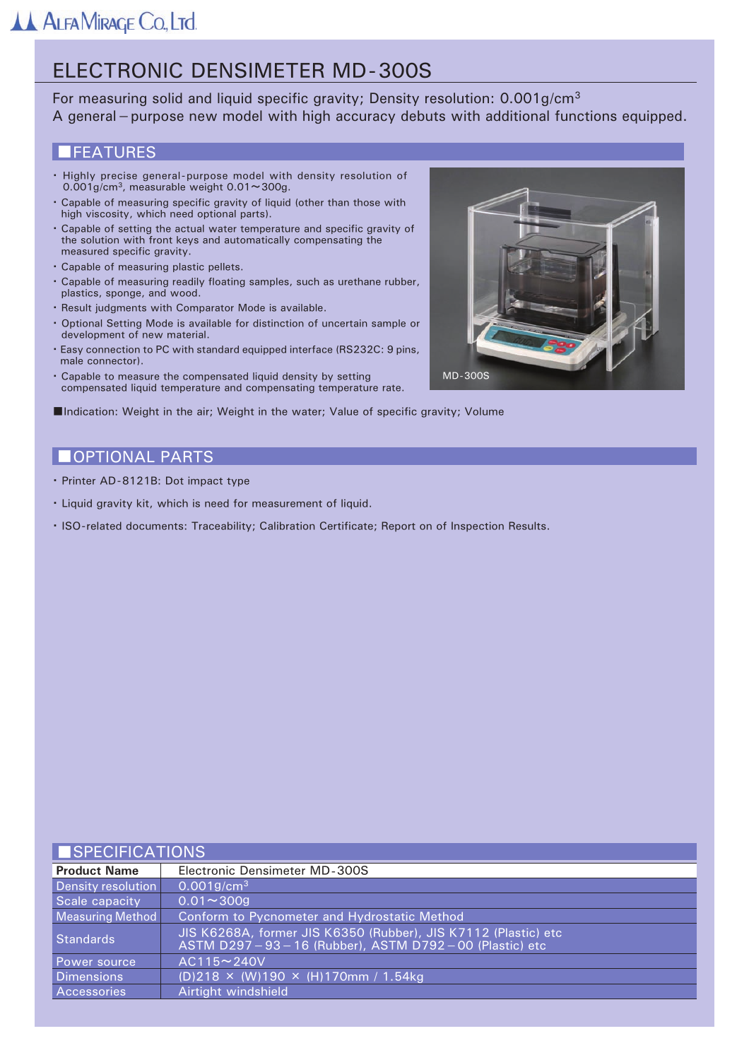# ELECTRONIC DENSIMETER MD-300S

For measuring solid and liquid specific gravity; Density resolution: 0.001g/$cm^3$
A general – purpose new model with high accuracy debuts with additional functions equipped.

## FEATURES

- Highly precise general-purpose model with density resolution of 0.001g/$cm^3$, measurable weight 0.01～300g.
- Capable of measuring specific gravity of liquid (other than those with high viscosity, which need optional parts).
- Capable of setting the actual water temperature and specific gravity of the solution with front keys and automatically compensating the measured specific gravity.
- Capable of measuring plastic pellets.
- Capable of measuring readily floating samples, such as urethane rubber, plastics, sponge, and wood.
- Result judgments with Comparator Mode is available.
- Optional Setting Mode is available for distinction of uncertain sample or development of new material.
- Easy connection to PC with standard equipped interface (RS232C: 9 pins, male connector).
- Capable to measure the compensated liquid density by setting compensated liquid temperature and compensating temperature rate.

MD-300S

■Indication: Weight in the air; Weight in the water; Value of specific gravity; Volume

## OPTIONAL PARTS

- Printer AD-8121B: Dot impact type
- Liquid gravity kit, which is need for measurement of liquid.
- ISO-related documents: Traceability; Calibration Certificate; Report on of Inspection Results.

## SPECIFICATIONS

| Product Name | Electronic Densimeter MD-300S |
|---|---|
| Density resolution | 0.001g/$cm^3$ |
| Scale capacity | 0.01～300g |
| Measuring Method | Conform to Pycnometer and Hydrostatic Method |
| Standards | JIS K6268A, former JIS K6350 (Rubber), JIS K7112 (Plastic) etc<br>ASTM D297 – 93 – 16 (Rubber), ASTM D792 – 00 (Plastic) etc |
| Power source | AC115～240V |
| Dimensions | (D)218 × (W)190 × (H)170mm / 1.54kg |
| Accessories | Airtight windshield |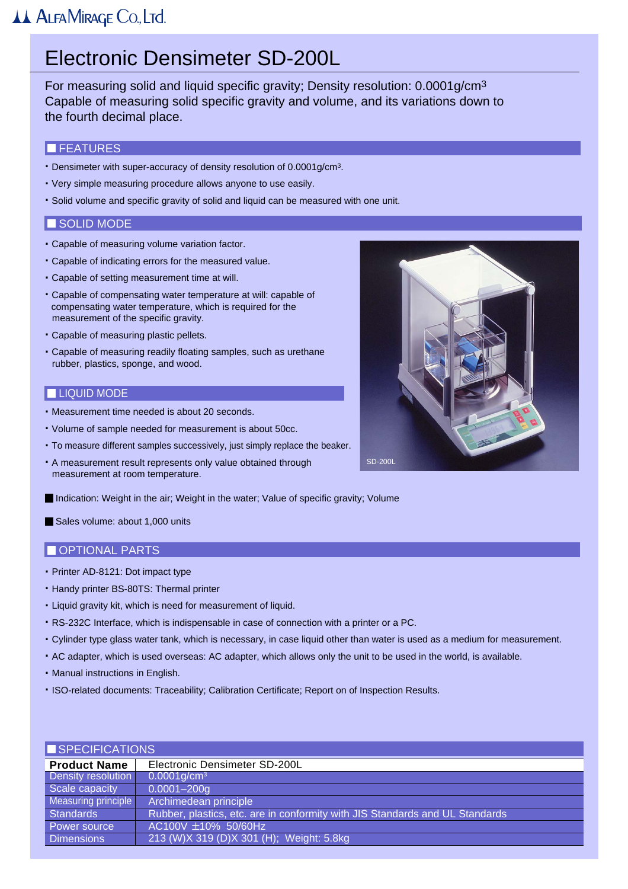# Electronic Densimeter SD-200L

For measuring solid and liquid specific gravity; Density resolution: 0.0001g/cm$^3$
Capable of measuring solid specific gravity and volume, and its variations down to the fourth decimal place.

## FEATURES

- Densimeter with super-accuracy of density resolution of 0.0001g/cm$^3$.
- Very simple measuring procedure allows anyone to use easily.
- Solid volume and specific gravity of solid and liquid can be measured with one unit.

## SOLID MODE

- Capable of measuring volume variation factor.
- Capable of indicating errors for the measured value.
- Capable of setting measurement time at will.
- Capable of compensating water temperature at will: capable of compensating water temperature, which is required for the measurement of the specific gravity.
- Capable of measuring plastic pellets.
- Capable of measuring readily floating samples, such as urethane rubber, plastics, sponge, and wood.

## LIQUID MODE

- Measurement time needed is about 20 seconds.
- Volume of sample needed for measurement is about 50cc.
- To measure different samples successively, just simply replace the beaker.
- A measurement result represents only value obtained through measurement at room temperature.

SD-200L

■ Indication: Weight in the air; Weight in the water; Value of specific gravity; Volume

■ Sales volume: about 1,000 units

## OPTIONAL PARTS

- Printer AD-8121: Dot impact type
- Handy printer BS-80TS: Thermal printer
- Liquid gravity kit, which is need for measurement of liquid.
- RS-232C Interface, which is indispensable in case of connection with a printer or a PC.
- Cylinder type glass water tank, which is necessary, in case liquid other than water is used as a medium for measurement.
- AC adapter, which is used overseas: AC adapter, which allows only the unit to be used in the world, is available.
- Manual instructions in English.
- ISO-related documents: Traceability; Calibration Certificate; Report on of Inspection Results.

## SPECIFICATIONS

| Product Name | Electronic Densimeter SD-200L |
|---|---|
| Density resolution | 0.0001g/cm$^3$ |
| Scale capacity | 0.0001–200g |
| Measuring principle | Archimedean principle |
| Standards | Rubber, plastics, etc. are in conformity with JIS Standards and UL Standards |
| Power source | AC100V ±10% 50/60Hz |
| Dimensions | 213 (W)X 319 (D)X 301 (H); Weight: 5.8kg |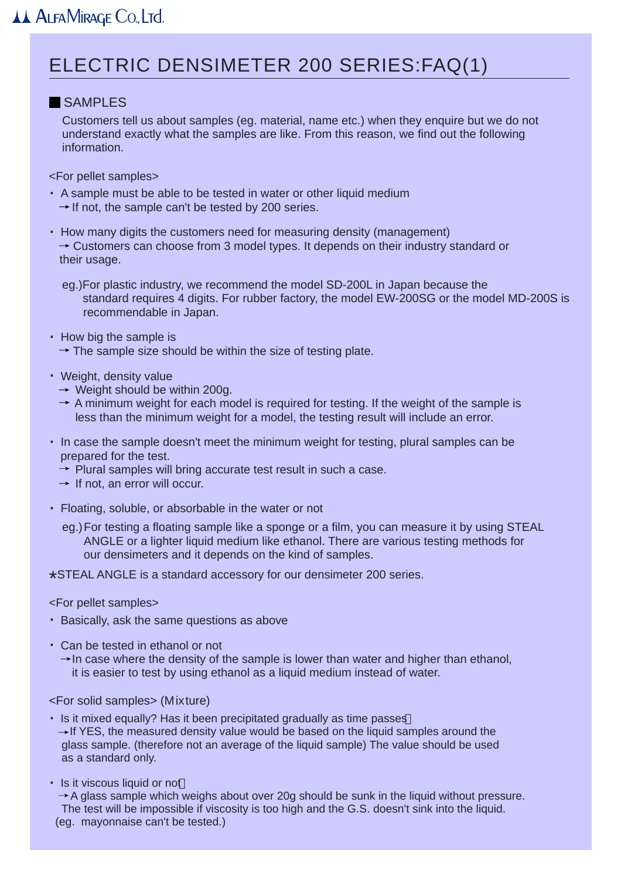# ELECTRIC DENSIMETER 200 SERIES:FAQ(1)

## ■ SAMPLES

Customers tell us about samples (eg. material, name etc.) when they enquire but we do not understand exactly what the samples are like. From this reason, we find out the following information.

<For pellet samples>

- A sample must be able to be tested in water or other liquid medium
  → If not, the sample can't be tested by 200 series.

- How many digits the customers need for measuring density (management)
  → Customers can choose from 3 model types. It depends on their industry standard or their usage.

  eg.)For plastic industry, we recommend the model SD-200L in Japan because the standard requires 4 digits. For rubber factory, the model EW-200SG or the model MD-200S is recommendable in Japan.

- How big the sample is
  → The sample size should be within the size of testing plate.

- Weight, density value
  → Weight should be within 200g.
  → A minimum weight for each model is required for testing. If the weight of the sample is less than the minimum weight for a model, the testing result will include an error.

- In case the sample doesn't meet the minimum weight for testing, plural samples can be prepared for the test.
  → Plural samples will bring accurate test result in such a case.
  → If not, an error will occur.

- Floating, soluble, or absorbable in the water or not

  eg.) For testing a floating sample like a sponge or a film, you can measure it by using STEAL ANGLE or a lighter liquid medium like ethanol. There are various testing methods for our densimeters and it depends on the kind of samples.

*STEAL ANGLE is a standard accessory for our densimeter 200 series.

<For pellet samples>

- Basically, ask the same questions as above

- Can be tested in ethanol or not
  → In case where the density of the sample is lower than water and higher than ethanol, it is easier to test by using ethanol as a liquid medium instead of water.

<For solid samples> (Mixture)

- Is it mixed equally? Has it been precipitated gradually as time passes?
  → If YES, the measured density value would be based on the liquid samples around the glass sample. (therefore not an average of the liquid sample) The value should be used as a standard only.

- Is it viscous liquid or not?
  → A glass sample which weighs about over 20g should be sunk in the liquid without pressure. The test will be impossible if viscosity is too high and the G.S. doesn't sink into the liquid.
  (eg. mayonnaise can't be tested.)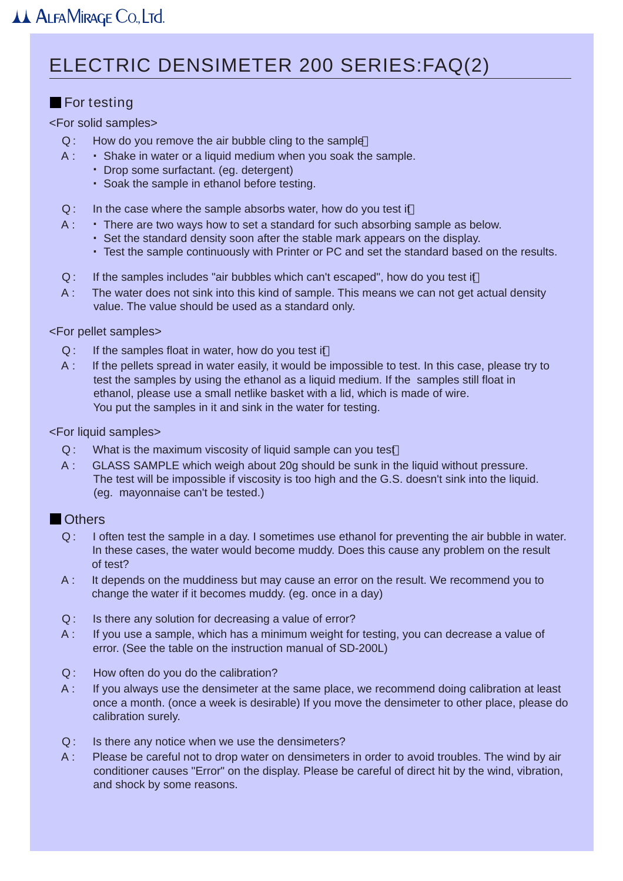ALFA MIRAGE Co., Ltd.

# ELECTRIC DENSIMETER 200 SERIES:FAQ(2)

## For testing

<For solid samples>

Q : How do you remove the air bubble cling to the sample?

A :
- Shake in water or a liquid medium when you soak the sample.
- Drop some surfactant. (eg. detergent)
- Soak the sample in ethanol before testing.

Q : In the case where the sample absorbs water, how do you test it?

A :
- There are two ways how to set a standard for such absorbing sample as below.
- Set the standard density soon after the stable mark appears on the display.
- Test the sample continuously with Printer or PC and set the standard based on the results.

Q : If the samples includes "air bubbles which can't escaped", how do you test it?

A : The water does not sink into this kind of sample. This means we can not get actual density value. The value should be used as a standard only.

<For pellet samples>

Q : If the samples float in water, how do you test it?

A : If the pellets spread in water easily, it would be impossible to test. In this case, please try to test the samples by using the ethanol as a liquid medium. If the samples still float in ethanol, please use a small netlike basket with a lid, which is made of wire.
You put the samples in it and sink in the water for testing.

<For liquid samples>

Q : What is the maximum viscosity of liquid sample can you test?

A : GLASS SAMPLE which weigh about 20g should be sunk in the liquid without pressure.
The test will be impossible if viscosity is too high and the G.S. doesn't sink into the liquid.
(eg. mayonnaise can't be tested.)

## Others

Q : I often test the sample in a day. I sometimes use ethanol for preventing the air bubble in water. In these cases, the water would become muddy. Does this cause any problem on the result of test?

A : It depends on the muddiness but may cause an error on the result. We recommend you to change the water if it becomes muddy. (eg. once in a day)

Q : Is there any solution for decreasing a value of error?

A : If you use a sample, which has a minimum weight for testing, you can decrease a value of error. (See the table on the instruction manual of SD-200L)

Q : How often do you do the calibration?

A : If you always use the densimeter at the same place, we recommend doing calibration at least once a month. (once a week is desirable) If you move the densimeter to other place, please do calibration surely.

Q : Is there any notice when we use the densimeters?

A : Please be careful not to drop water on densimeters in order to avoid troubles. The wind by air conditioner causes "Error" on the display. Please be careful of direct hit by the wind, vibration, and shock by some reasons.